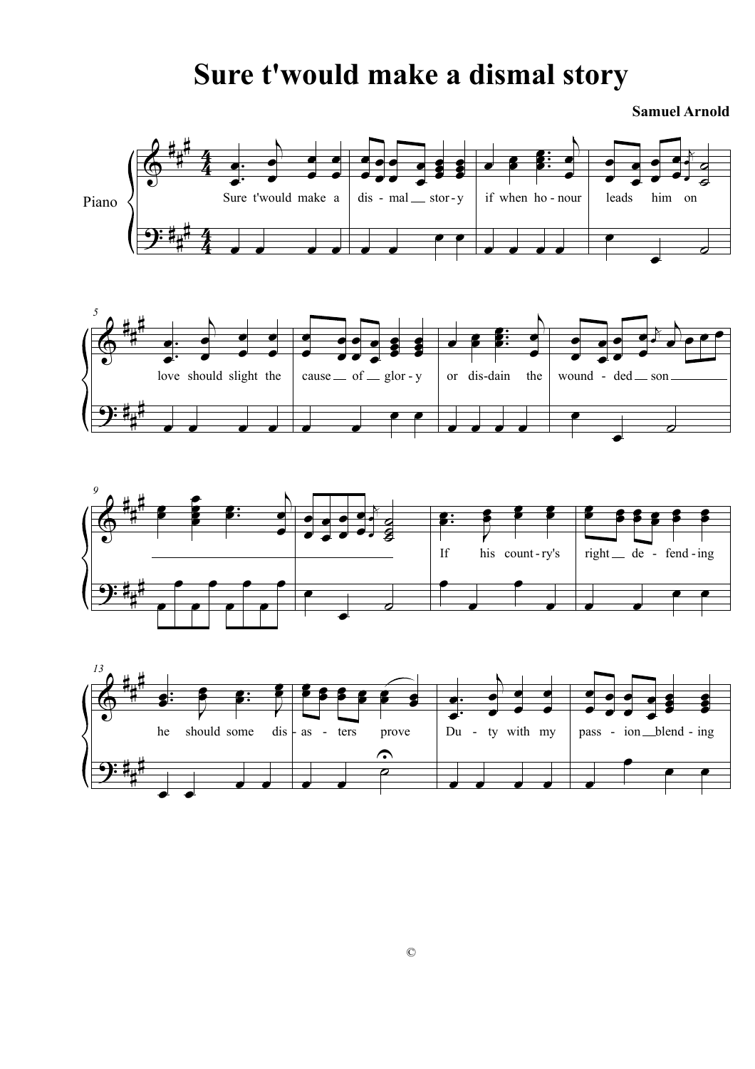# Sure t'would make a dismal story

**Samuel Arnold**

Piano

Sure t'would make a dis - mal stor - y if when ho - nour leads him on

love should slight the cause of glor - y or dis - dain the wound - ded son

If his count - ry's right de - fend - ing

he should some dis - as - ters prove Du - ty with my pass - ion blend - ing

©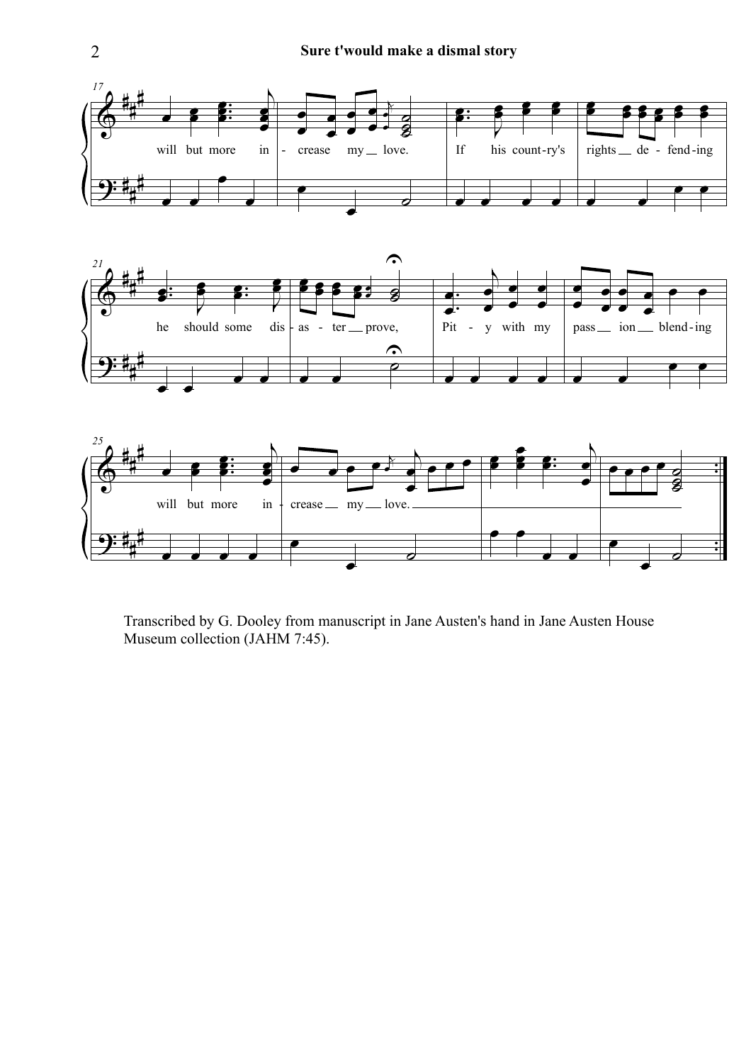Transcribed by G. Dooley from manuscript in Jane Austen's hand in Jane Austen House Museum collection (JAHM 7:45).